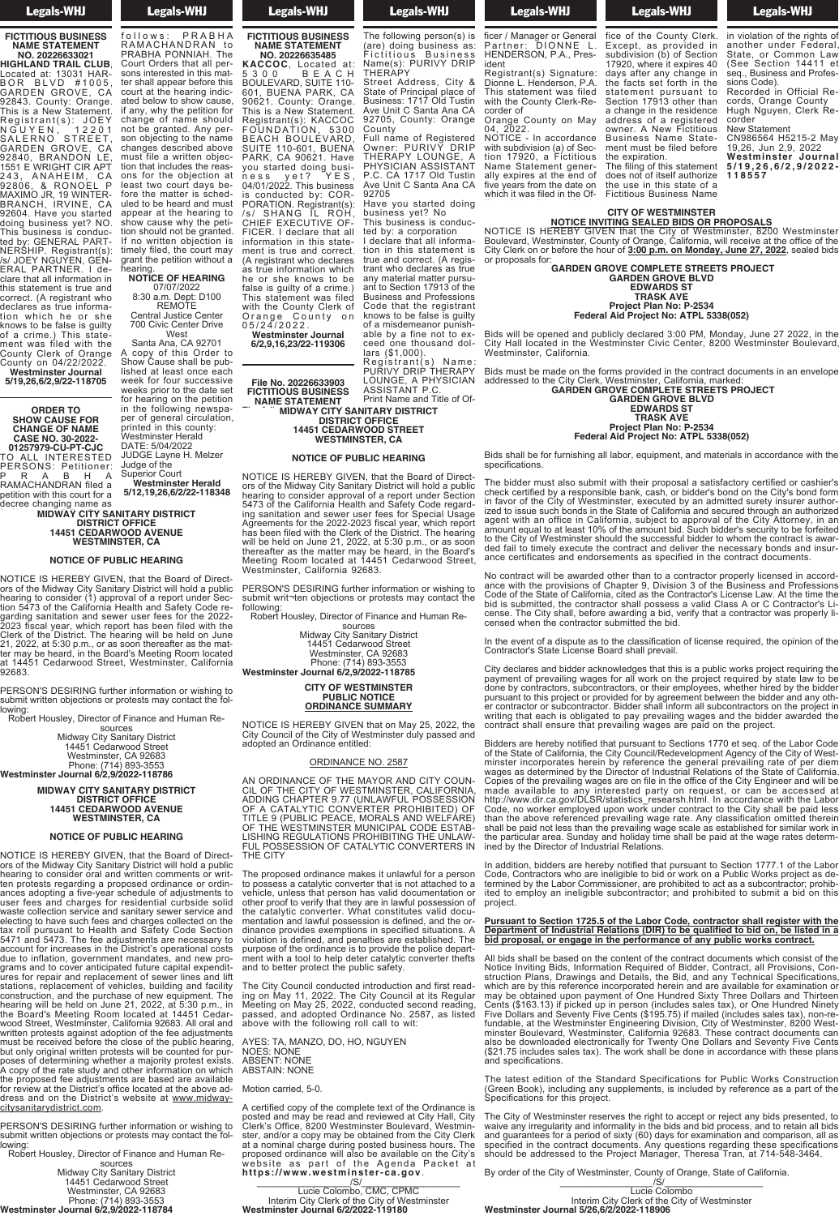**FICTITIOUS BUSINESS NAME STATEMENT NO. 20226633021**

**HIGHLAND TRAIL CLUB**, Located at: 13031 HARBOR BLVD #1005, GARDEN GROVE, CA 92843. County: Orange. This is a New Statement. Registrant(s): JOEY NGUYEN, 12201 SALERNO STREET, GARDEN GROVE, CA 92840, BRANDON LE, 1551 E WRIGHT CIR APT 243, ANAHEIM, CA 92806, & RONOEL P MAXIMO JR, 19 WINTERBRANCH, IRVINE, CA 92604. Have you started doing business yet? NO. This business is conducted by: GENERAL PARTNERSHIP. Registrant(s): /s/ JOEY NGUYEN, GENERAL PARTNER. I declare that all information in this statement is true and correct. (A registrant who declares as true information which he or she knows to be false is guilty of a crime.) This statement was filed with the County Clerk of Orange County on 04/22/2022.

**Westminster Journal 5/19,26,6/2,9/22-118705**

---

**ORDER TO SHOW CAUSE FOR CHANGE OF NAME CASE NO. 30-2022-01257979-CU-PT-CJC**

TO ALL INTERESTED PERSONS: Petitioner: PRABHA RAMACHANDRAN filed a petition with this court for a decree changing name as follows: PRABHA RAMACHANDRAN to PRABHA PONNIAH. The Court Orders that all persons interested in this matter shall appear before this court at the hearing indicated below to show cause, if any, why the petition for change of name should not be granted. Any person objecting to the name changes described above must file a written objection that includes the reasons for the objection at least two court days before the matter is scheduled to be heard and must appear at the hearing to show cause why the petition should not be granted. If no written objection is timely filed, the court may grant the petition without a hearing.

**NOTICE OF HEARING**
07/07/2022
8:30 a.m. Dept: D100
REMOTE
Central Justice Center
700 Civic Center Drive West
Santa Ana, CA 92701

A copy of this Order to Show Cause shall be published at least once each week for four successive weeks prior to the date set for hearing on the petition in the following newspaper of general circulation, printed in this county: Westminster Herald

DATE: 5/04/2022
JUDGE Layne H. Melzer
Judge of the Superior Court

**Westminster Herald 5/12,19,26,6/2/22-118348**

---

**FICTITIOUS BUSINESS NAME STATEMENT NO. 20226635485**

**KACCOC**, Located at: 5300 BEACH BOULEVARD, SUITE 110-601, BUENA PARK, CA 90621. County: Orange. This is a New Statement. Registrant(s): KACCOC FOUNDATION, 5300 BEACH BOULEVARD, SUITE 110-601, BUENA PARK, CA 90621. Have you started doing business yet? YES, 04/01/2022. This business is conducted by: CORPORATION. Registrant(s): /s/ SHANG IL ROH, CHIEF EXECUTIVE OFFICER. I declare that all information in this statement is true and correct. (A registrant who declares as true information which he or she knows to be false is guilty of a crime.) This statement was filed with the County Clerk of Orange County on 05/24/2022.

**Westminster Journal 6/2,9,16,23/22-119306**

---

**File No. 20226633903**
**FICTITIOUS BUSINESS NAME STATEMENT**

The following person(s) is (are) doing business as: Fictitious Business Name(s): PURIVY DRIP THERAPY

Street Address, City & State of Principal place of Business: 1717 Old Tustin Ave Unit C Santa Ana CA 92705, County: Orange County

Full name of Registered Owner: PURIVY DRIP THERAPY LOUNGE, A PHYSICIAN ASSISTANT P.C. CA 1717 Old Tustin Ave Unit C Santa Ana CA 92705

Have you started doing business yet? No

This business is conducted by: a corporation

I declare that all information in this statement is true and correct. (A registrant who declares as true any material matter pursuant to Section 17913 of the Business and Professions Code that the registrant knows to be false is guilty of a misdemeanor punishable by a fine not to exceed one thousand dollars ($1,000).

Registrant(s) Name: PURIVY DRIP THERAPY LOUNGE, A PHYSICIAN ASSISTANT P.C.

Print Name and Title of Officer / Manager or General Partner: DIONNE L. HENDERSON, P.A., President

Registrant(s) Signature: Dionne L. Henderson, P.A. This statement was filed with the County Clerk-Recorder of Orange County on May 04, 2022.

NOTICE - In accordance with subdivision (a) of Section 17920, a Fictitious Name Statement generally expires at the end of five years from the date on which it was filed in the Office of the County Clerk. Except, as provided in subdivision (b) of Section 17920, where it expires 40 days after any change in the facts set forth in the statement pursuant to Section 17913 other than a change in the residence address of a registered owner. A New Fictitious Business Name Statement must be filed before the expiration.

The filing of this statement does not of itself authorize the use in this state of a Fictitious Business Name in violation of the rights of another under Federal, State, or Common Law (See Section 14411 et seq., Business and Professions Code).

Recorded in Official Records, Orange County
Hugh Nguyen, Clerk Recorder
New Statement
CN986564 H5215-2 May 19,26, Jun 2,9, 2022

**Westminster Journal 5/19,26,6/2,9/2022-118557**

---

**MIDWAY CITY SANITARY DISTRICT**
**DISTRICT OFFICE**
**14451 CEDARWOOD AVENUE**
**WESTMINSTER, CA**

**NOTICE OF PUBLIC HEARING**

NOTICE IS HEREBY GIVEN, that the Board of Directors of the Midway City Sanitary District will hold a public hearing to consider (1) approval of a report under Section 5473 of the California Health and Safety Code regarding sanitation and sewer user fees for the 2022-2023 fiscal year, which report has been filed with the Clerk of the District. The hearing will be held on June 21, 2022, at 5:30 p.m., or as soon thereafter as the matter may be heard, in the Board's Meeting Room located at 14451 Cedarwood Street, Westminster, California 92683.

PERSON'S DESIRING further information or wishing to submit written objections or protests may contact the following:

Robert Housley, Director of Finance and Human Resources
Midway City Sanitary District
14451 Cedarwood Street
Westminster, CA 92683
Phone: (714) 893-3553

**Westminster Journal 6/2,9/2022-118786**

---

**MIDWAY CITY SANITARY DISTRICT**
**DISTRICT OFFICE**
**14451 CEDARWOOD AVENUE**
**WESTMINSTER, CA**

**NOTICE OF PUBLIC HEARING**

NOTICE IS HEREBY GIVEN, that the Board of Directors of the Midway City Sanitary District will hold a public hearing to consider oral and written comments or written protests regarding a proposed ordinance or ordinances adopting a five-year schedule of adjustments to user fees and charges for residential curbside solid waste collection service and sanitary sewer service and electing to have such fees and charges collected on the tax roll pursuant to Health and Safety Code Section 5471 and 5473. The fee adjustments are necessary to account for increases in the District's operational costs due to inflation, government mandates, and new programs and to cover anticipated future capital expenditures for repair and replacement of sewer lines and lift stations, replacement of vehicles, building and facility construction, and the purchase of new equipment. The hearing will be held on June 21, 2022, at 5:30 p.m., in the Board's Meeting Room located at 14451 Cedarwood Street, Westminster, California 92683. All oral and written protests against adoption of the fee adjustments must be received before the close of the public hearing, but only original written protests will be counted for purposes of determining whether a majority protest exists. A copy of the rate study and other information on which the proposed fee adjustments are based are available for review at the District's office located at the above address and on the District's website at www.midwaycitysanitarydistrict.com.

PERSON'S DESIRING further information or wishing to submit written objections or protests may contact the following:

Robert Housley, Director of Finance and Human Resources
Midway City Sanitary District
14451 Cedarwood Street
Westminster, CA 92683
Phone: (714) 893-3553

**Westminster Journal 6/2,9/2022-118784**

---

**MIDWAY CITY SANITARY DISTRICT**
**DISTRICT OFFICE**
**14451 CEDARWOOD STREET**
**WESTMINSTER, CA**

**NOTICE OF PUBLIC HEARING**

NOTICE IS HEREBY GIVEN, that the Board of Directors of the Midway City Sanitary District will hold a public hearing to consider approval of a report under Section 5473 of the California Health and Safety Code regarding sanitation and sewer user fees for Special Usage Agreements for the 2022-2023 fiscal year, which report has been filed with the Clerk of the District. The hearing will be held on June 21, 2022, at 5:30 p.m., or as soon thereafter as the matter may be heard, in the Board's Meeting Room located at 14451 Cedarwood Street, Westminster, California 92683.

PERSON'S DESIRING further information or wishing to submit writ¬ten objections or protests may contact the following:

Robert Housley, Director of Finance and Human Resources
Midway City Sanitary District
14451 Cedarwood Street
Westminster, CA 92683
Phone: (714) 893-3553

**Westminster Journal 6/2,9/2022-118785**

---

**CITY OF WESTMINSTER**
**PUBLIC NOTICE**
**ORDINANCE SUMMARY**

NOTICE IS HEREBY GIVEN that on May 25, 2022, the City Council of the City of Westminster duly passed and adopted an Ordinance entitled:

ORDINANCE NO. 2587

AN ORDINANCE OF THE MAYOR AND CITY COUNCIL OF THE CITY OF WESTMINSTER, CALIFORNIA, ADDING CHAPTER 9.77 (UNLAWFUL POSSESSION OF A CATALYTIC CONVERTER PROHIBITED) OF TITLE 9 (PUBLIC PEACE, MORALS AND WELFARE) OF THE WESTMINSTER MUNICIPAL CODE ESTABLISHING REGULATIONS PROHIBITING THE UNLAWFUL POSSESSION OF CATALYTIC CONVERTERS IN THE CITY

The proposed ordinance makes it unlawful for a person to possess a catalytic converter that is not attached to a vehicle, unless that person has valid documentation or other proof to verify that they are in lawful possession of the catalytic converter. What constitutes valid documentation and lawful possession is defined, and the ordinance provides exemptions in specified situations. A violation is defined, and penalties are established. The purpose of the ordinance is to provide the police department with a tool to help deter catalytic converter thefts and to better protect the public safety.

The City Council conducted introduction and first reading on May 11, 2022. The City Council at its Regular Meeting on May 25, 2022, conducted second reading, passed, and adopted Ordinance No. 2587, as listed above with the following roll call to wit:

AYES: TA, MANZO, DO, HO, NGUYEN
NOES: NONE
ABSENT: NONE
ABSTAIN: NONE

Motion carried, 5-0.

A certified copy of the complete text of the Ordinance is posted and may be read and reviewed at City Hall, City Clerk's Office, 8200 Westminster Boulevard, Westminster, and/or a copy may be obtained from the City Clerk at a nominal charge during posted business hours. The proposed ordinance will also be available on the City's website as part of the Agenda Packet at **https://www.westminster-ca.gov**.

/S/
Lucie Colombo, CMC, CPMC
Interim City Clerk of the City of Westminster

**Westminster Journal 6/2/2022-119180**

---

**CITY OF WESTMINSTER**
**NOTICE INVITING SEALED BIDS OR PROPOSALS**

NOTICE IS HEREBY GIVEN that the City of Westminster, 8200 Westminster Boulevard, Westminster, County of Orange, California, will receive at the office of the City Clerk on or before the hour of **3:00 p.m. on Monday, June 27, 2022**, sealed bids or proposals for:

**GARDEN GROVE COMPLETE STREETS PROJECT**
**GARDEN GROVE BLVD**
**EDWARDS ST**
**TRASK AVE**
**Project Plan No: P-2534**
**Federal Aid Project No: ATPL 5338(052)**

Bids will be opened and publicly declared 3:00 PM, Monday, June 27 2022, in the City Hall located in the Westminster Civic Center, 8200 Westminster Boulevard, Westminster, California.

Bids must be made on the forms provided in the contract documents in an envelope addressed to the City Clerk, Westminster, California, marked:

**GARDEN GROVE COMPLETE STREETS PROJECT**
**GARDEN GROVE BLVD**
**EDWARDS ST**
**TRASK AVE**
**Project Plan No: P-2534**
**Federal Aid Project No: ATPL 5338(052)**

Bids shall be for furnishing all labor, equipment, and materials in accordance with the specifications.

The bidder must also submit with their proposal a satisfactory certified or cashier's check certified by a responsible bank, cash, or bidder's bond on the City's bond form in favor of the City of Westminster, executed by an admitted surety insurer authorized to issue such bonds in the State of California and secured through an authorized agent with an office in California, subject to approval of the City Attorney, in an amount equal to at least 10% of the amount bid. Such bidder's security to be forfeited to the City of Westminster should the successful bidder to whom the contract is awarded fail to timely execute the contract and deliver the necessary bonds and insurance certificates and endorsements as specified in the contract documents.

No contract will be awarded other than to a contractor properly licensed in accordance with the provisions of Chapter 9, Division 3 of the Business and Professions Code of the State of California, cited as the Contractor's License Law. At the time the bid is submitted, the contractor shall possess a valid Class A or C Contractor's License. The City shall, before awarding a bid, verify that a contractor was properly licensed when the contractor submitted the bid.

In the event of a dispute as to the classification of license required, the opinion of the Contractor's State License Board shall prevail.

City declares and bidder acknowledges that this is a public works project requiring the payment of prevailing wages for all work on the project required by state law to be done by contractors, subcontractors, or their employees, whether hired by the bidder pursuant to this project or provided for by agreement between the bidder and any other contractor or subcontractor. Bidder shall inform all subcontractors on the project in writing that each is obligated to pay prevailing wages and the bidder and the contract shall ensure that prevailing wages are paid on the project.

Bidders are hereby notified that pursuant to Sections 1770 et seq. of the Labor Code of the State of California, the City Council/Redevelopment Agency of the City of Westminster incorporates herein by reference the general prevailing rate of per diem wages as determined by the Director of Industrial Relations of the State of California. Copies of the prevailing wages are on file in the office of the City Engineer and will be made available to any interested party on request, or can be accessed at http://www.dir.ca.gov/DLSR/statistics_researsh.html. In accordance with the Labor Code, no worker employed upon work under contract to the City shall be paid less than the above referenced prevailing wage rate. Any classification omitted therein shall be paid not less than the prevailing wage scale as established for similar work in the particular area. Sunday and holiday time shall be paid at the wage rates determined by the Director of Industrial Relations.

In addition, bidders are hereby notified that pursuant to Section 1777.1 of the Labor Code, Contractors who are ineligible to bid or work on a Public Works project as determined by the Labor Commissioner, are prohibited to act as a subcontractor; prohibited to employ an ineligible subcontractor; and prohibited to submit a bid on this project.

**Pursuant to Section 1725.5 of the Labor Code, contractor shall register with the Department of Industrial Relations (DIR) to be qualified to bid on, be listed in a bid proposal, or engage in the performance of any public works contract.**

All bids shall be based on the content of the contract documents which consist of the Notice Inviting Bids, Information Required of Bidder, Contract, all Provisions, Construction Plans, Drawings and Details, the Bid, and any Technical Specifications, which are by this reference incorporated herein and are available for examination or may be obtained upon payment of One Hundred Sixty Three Dollars and Thirteen Cents ($163.13) if picked up in person (includes sales tax), or One Hundred Ninety Five Dollars and Seventy Five Cents ($195.75) if mailed (includes sales tax), non-refundable, at the Westminster Engineering Division, City of Westminster, 8200 Westminster Boulevard, Westminster, California 92683. These contract documents can also be downloaded electronically for Twenty One Dollars and Seventy Five Cents ($21.75 includes sales tax). The work shall be done in accordance with these plans and specifications.

The latest edition of the Standard Specifications for Public Works Construction (Green Book), including any supplements, is included by reference as a part of the Specifications for this project.

The City of Westminster reserves the right to accept or reject any bids presented, to waive any irregularity and informality in the bids and bid process, and to retain all bids and guarantees for a period of sixty (60) days for examination and comparison, all as specified in the contract documents. Any questions regarding these specifications should be addressed to the Project Manager, Theresa Tran, at 714-548-3464.

By order of the City of Westminster, County of Orange, State of California.

/S/
Lucie Colombo
Interim City Clerk of the City of Westminster

**Westminster Journal 5/26,6/2/2022-118906**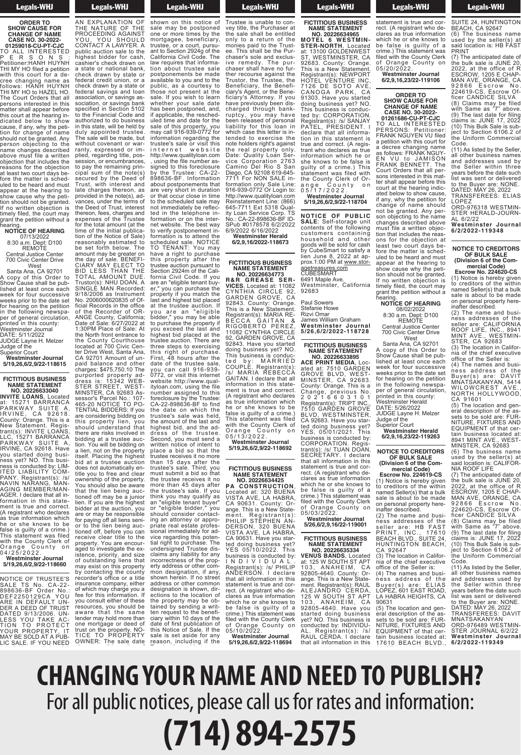**ORDER TO SHOW CAUSE FOR CHANGE OF NAME CASE NO. 30-2022-01259018-CU-PT-CJC**

TO ALL INTERESTED PERSONS: Petitioner:HANH HUYNH THI MY HO filed a petition with this court for a decree changing name as follows: HANH HUYNH THI MY HO to HAZEL HO. The Court Orders that all persons interested in this matter shall appear before this court at the hearing indicated below to show cause, if any, why the petition for change of name should not be granted. Any person objecting to the name changes described above must file a written objection that includes the reasons for the objection at least two court days before the matter is scheduled to be heard and must appear at the hearing to show cause why the petition should not be granted. If no written objection is timely filed, the court may grant the petition without a hearing.

**NOTICE OF HEARING**
07/13/2022
8:30 a.m. Dept: D100
REMOTE
Central Justice Center
700 Civic Center Drive West
Santa Ana, CA 92701

A copy of this Order to Show Cause shall be published at least once each week for four successive weeks prior to the date set for hearing on the petition in the following newspaper of general circulation, printed in this county: Westminster Journal
DATE: 5/11/2022
JUDGE Layne H. Melzer
Judge of the Superior Court
**Westminster Journal 5/19,26,6/2,9/22-118615**

**FICTITIOUS BUSINESS NAME STATEMENT NO. 20226633040**

**INVITE LOANS**, Located at: 15271 BARRANCA PARKWAY SUITE A, IRVINE, CA 92618. County: Orange. This is a New Statement. Registrant(s): INVITE LOANS, LLC, 15271 BARRANCA PARKWAY SUITE A, IRVINE, CA 92618. Have you started doing business yet? NO. This business is conducted by: LIMITED LIABILITY COMPANY. Registrant(s): /s/ NAVIN NARANG, MANAGING MEMBER/MANAGER. I declare that all information in this statement is true and correct. (A registrant who declares as true information which he or she knows to be false is guilty of a crime.) This statement was filed with the County Clerk of Orange County on 04/25/2022.
**Westminster Journal 5/19,26,6/2,9/22-118660**

NOTICE OF TRUSTEE'S SALE TS No. CA-22-898636-BF Order No.: DEF2250129CA YOU ARE IN DEFAULT UNDER A DEED OF TRUST DATED 9/13/2006. UNLESS YOU TAKE ACTION TO PROTECT YOUR PROPERTY, IT MAY BE SOLD AT A PUBLIC SALE. IF YOU NEED AN EXPLANATION OF THE NATURE OF THE PROCEEDING AGAINST YOU, YOU SHOULD CONTACT A LAWYER. A public auction sale to the highest bidder for cash, cashier's check drawn on a state or national bank, check drawn by state or federal credit union, or a check drawn by a state or federal savings and loan association, or savings association, or savings bank specified in Section 5102 to the Financial Code and authorized to do business in this state, will be held by duly appointed trustee. The sale will be made, but without covenant or warranty, expressed or implied, regarding title, possession, or encumbrances, to pay the remaining principal sum of the note(s) secured by the Deed of Trust, with interest and late charges thereon, as provided in the note(s), advances, under the terms of the Deed of Trust, interest thereon, fees, charges and expenses of the Trustee for the total amount (at the time of the initial publication of the Notice of Sale) reasonably estimated to be set forth below. The amount may be greater on the day of sale. BENEFICIARY MAY ELECT TO BID LESS THAN THE TOTAL AMOUNT DUE. Trustor(s): NHU DOAN, A SINGLE MAN Recorded: 9/18/2006 as Instrument No. 2006000620835 of Official Records in the office of the Recorder of ORANGE County, California; Date of Sale: 6/27/2022 at 1:30PM Place of Sale: At the North front entrance to the County Courthouse located at 700 Civic Center Drive West, Santa Ana, CA 92701 Amount of unpaid balance and other charges: $475,750.10 The purported property address is: 15342 WEBSTER STREET, WESTMINSTER, CA 92683 Assessor's Parcel No.: 107-465-20 NOTICE TO POTENTIAL BIDDERS: If you are considering bidding on this property lien, you should understand that there are risks involved in bidding at a trustee auction. You will be bidding on a lien, not on the property itself. Placing the highest bid at a trustee auction does not automatically entitle you to free and clear ownership of the property. You should also be aware that the lien being auctioned off may be a junior lien. If you are the highest bidder at the auction, you are or may be responsible for paying off all liens senior to the lien being auctioned off, before you can receive clear title to the property. You are encouraged to investigate the existence, priority, and size of outstanding liens that may exist on this property by contacting the county recorder's office or a title insurance company, either of which may charge you a fee for this information. If you consult either of these resources, you should be aware that the same lender may hold more than one mortgage or deed of trust on the property. NOTICE TO PROPERTY OWNER: The sale date shown on this notice of sale may be postponed one or more times by the mortgagee, beneficiary, trustee, or a court, pursuant to Section 2924g of the California Civil Code. The law requires that information about trustee sale postponements be made available to you and to the public, as a courtesy to those not present at the sale. If you wish to learn whether your sale date has been postponed, and, if applicable, the rescheduled time and date for the sale of this property, you may call 916-939-0772 for information regarding the trustee's sale or visit this internet website http://www.qualityloan.com, using the file number assigned to this foreclosure by the Trustee: CA-22-898636-BF. Information about postponements that are very short in duration or that occur close in time to the scheduled sale may not immediately be reflected in the telephone information or on the internet website. The best way to verify postponement information is to attend the scheduled sale. NOTICE TO TENANT: You may have a right to purchase this property after the trustee auction pursuant to Section 2924m of the California Civil Code. If you are an "eligible tenant buyer," you can purchase the property if you match the last and highest bid placed at the trustee auction. If you are an "eligible bidder," you may be able to purchase the property if you exceed the last and highest bid placed at the trustee auction. There are three steps to exercising this right of purchase. First, 48 hours after the date of the trustee sale, you can call 916-939-0772, or visit this internet website http://www.qualityloan.com, using the file number assigned to this foreclosure by the Trustee: CA-22-898636-BF to find the date on which the trustee's sale was held, the amount of the last and highest bid, and the address of the trustee. Second, you must send a written notice of intent to place a bid so that the trustee receives it no more than 15 days after the trustee's sale. Third, you must submit a bid so that the trustee receives it no more than 45 days after the trustee's sale. If you think you may qualify as an "eligible tenant buyer" or "eligible bidder," you should consider contacting an attorney or appropriate real estate professional immediately for advice regarding this potential right to purchase. The undersigned Trustee disclaims any liability for any incorrectness of the property address or other common designation, if any, shown herein. If no street address or other common designation is shown, directions to the location of the property may be obtained by sending a written request to the beneficiary within 10 days of the date of first publication of this Notice of Sale. If the sale is set aside for any reason, including if the Trustee is unable to convey title, the Purchaser at the sale shall be entitled only to a return of the monies paid to the Trustee. This shall be the Purchaser's sole and exclusive remedy. The purchaser shall have no further recourse against the Trustor, the Trustee, the Beneficiary, the Beneficiary's Agent, or the Beneficiary's Attorney. If you have previously been discharged through bankruptcy, you may have been released of personal liability for this loan in which case this letter is intended to exercise the note holders right's against the real property only. Date: Quality Loan Service Corporation 2763 Camino Del Rio S San Diego, CA 92108 619-645-7711 For NON SALE information only Sale Line: 916-939-0772 Or Login to: http://www.qualityloan.com Reinstatement Line: (866) 645-7711 Ext 5318 Quality Loan Service Corp. TS No.: CA-22-898636-BF IDSPub #0178578 6/2/2022 6/9/2022 6/16/2022
**Westminster Herald 6/2,9,16/2022-118673**

**FICTITIOUS BUSINESS NAME STATEMENT NO. 20226634773**

**R&R GREASE SERVICES**, Located at: 11082 CYNTHIA CIRCLE 92, GARDEN GROVE, CA 92843. County: Orange. This is a New Statement. Registrant(s): MARIA REBECCA GAITAN & RIGOBERTO PEREZ, 11082 CYNTHIA CIRCLE 92, GARDEN GROVE, CA 92843. Have you started doing business yet? NO. This business is conducted by: MARRIED COUPLE. Registrant(s): /s/ MARIA REBECCA GAITAN. I declare that all information in this statement is true and correct. (A registrant who declares as true information which he or she knows to be false is guilty of a crime.) This statement was filed with the County Clerk of Orange County on 05/13/2022.
**Westminster Journal 5/19,26,6/2,9/22-118692**

**FICTITIOUS BUSINESS NAME STATEMENT NO. 20226634425**

**PA CONSTRUCTION**, Located at: 320 BUENA VISTA AVE, LA HABRA, CA 90631. County: Orange. This is a New Statement. Registrant(s): PHILIP STEPHEN ANDERSON, 320 BUENA VISTA AVE, LA HABRA, CA 90631. Have you started doing business yet? YES 05/10/2022. This business is conducted by: INDIVIDUAL. Registrant(s): /s/ PHILIP ANDERSON. I declare that all information in this statement is true and correct. (A registrant who declares as true information which he or she knows to be false is guilty of a crime.) This statement was filed with the County Clerk of Orange County on 05/10/2022.
**Westminster Journal 5/19,26,6/2,9/22-118694**

**FICTITIOUS BUSINESS NAME STATEMENT NO. 20226634965**

**MOTEL 6 WESTMINSTER-NORTH**, Located at: 13100 GOLDENWEST ST, WESTMINSTER, CA 92683. County: Orange. This is a New Statement. Registrant(s): NEWPORT HOTEL VENTURE INC, 7126 DE SOTO AVE, CANOGA PARK, CA 91303. Have you started doing business yet? NO. This business is conducted by: CORPORATION. Registrant(s): /s/ SANJAY PATEL, PRESIDENT. I declare that all information in this statement is true and correct. (A registrant who declares as true information which he or she knows to be false is guilty of a crime.) This statement was filed with the County Clerk of Orange County on 05/17/2022.
**Westminster Journal 5/19,26,6/2,9/22-118704**

**NOTICE OF PUBLIC SALE**: Self-storage unit contents of the following customers containing household and other goods will be sold for cash by CubeSmart to satisfy a lien June 8, 2022 at approx.1:00 PM at www.storagetreasures.com
CUBESMART
6491 Maple Ave.
Westminster, California 92683

Paul Sowers
Stefanie Howe
Rizvi Omar
James William Graham
**Westminster Journal 5/26,6/2/22-118728**

**FICTITIOUS BUSINESS NAME STATEMENT NO. 20226633895**

**ACE PRINT MEDIA**, Located at: 7510 GARDEN GROVE BLVD, WESTMINSTER, CA 92683. County: Orange. This is a Change, previous No. 20216603101 Registrant(s): TRIPT INC., 7510 GARDEN GROVE BLVD, WESTMINSTER, CA 92683. Have you started doing business yet? YES, 05/01/2021. This business is conducted by: CORPORATION. Registrant(s): /s/ TUAN DOAN, SECRETARY. I declare that all information in this statement is true and correct. (A registrant who declares as true information which he or she knows to be false is guilty of a crime.) This statement was filed with the County Clerk of Orange County on 05/03/2022.
**Westminster Journal 5/26,6/2,9,16/22-119001**

**FICTITIOUS BUSINESS NAME STATEMENT NO. 20226635334**

**VENUS BANDS**, Located at: 125 W SOUTH ST APT 103, ANAHEIM, CA 92805-4640. County: Orange. This is a New Statement. Registrant(s): RAUL ALEJANDRO CERDA, 125 W SOUTH ST APT 103, ANAHEIM, CA 92805-4640. Have you started doing business yet? NO. This business is conducted by: INDIVIDUAL. Registrant(s): /s/ RAUL CERDA. I declare that all information in this statement is true and correct. (A registrant who declares as true information which he or she knows to be false is guilty of a crime.) This statement was filed with the County Clerk of Orange County on 05/20/2022.
**Westminster Journal 6/2,9,16,23/22-119106**

**ORDER TO SHOW CAUSE FOR CHANGE OF NAME CASE NO. 30-2022-01261686-CU-PT-CJC**

TO ALL INTERESTED PERSONS: Petitioner: FRANK NGUYEN VU filed a petition with this court for a decree changing name as follows: FRANK NGUYEN VU to JAMISON FRANK BENNETT. The Court Orders that all persons interested in this matter shall appear before this court at the hearing indicated below to show cause, if any, why the petition for change of name should not be granted. Any person objecting to the name changes described above must file a written objection that includes the reasons for the objection at least two court days before the matter is scheduled to be heard and must appear at the hearing to show cause why the petition should not be granted. If no written objection is timely filed, the court may grant the petition without a hearing.

**NOTICE OF HEARING**
08/02/2022
8:30 a.m. Dept: D100
REMOTE
Central Justice Center
700 Civic Center Drive West
Santa Ana, CA 92701

A copy of this Order to Show Cause shall be published at least once each week for four successive weeks prior to the date set for hearing on the petition in the following newspaper of general circulation, printed in this county: Westminster Herald
DATE: 5/26/2022
JUDGE Layne H. Melzer
Judge of the Superior Court
**Westminster Herald 6/2,9,16,23/22-119263**

**NOTICE TO CREDITORS OF BULK SALE (Division 6 of the Commercial Code) Escrow No. 224619-CS**

(1) Notice is hereby given to creditors of the within named Seller(s) that a bulk sale is about to be made on personal property hereinafter described.
(2) The name and business addresses of the seller are: HB FAST PRINT, INC., 17610 BEACH BLVD., SUITE 24, HUNTINGTON BEACH, CA 92647
(3) The location in California of the chief executive office of the Seller is:
(4) The names and business address of the Buyer(s) are: ELIAS LOPEZ, 601 EAST ROAD, LA HABRA HEIGHTS, CA 90631
(5) The location and general description of the assets to be sold are: FURNITURE, FIXTURES AND EQUIPMENT of that certain business located at: 17610 BEACH BLVD., SUITE 24, HUNTINGTON BEACH, CA 92647
(6) The business name used by the seller(s) at said location is: HB FAST PRINT
(7) The anticipated date of the bulk sale is JUNE 20, 2022, at the office of R ESCROW, 1205 E CHAPMAN AVE, ORANGE, CA 92866 Escrow No. 224619-CS, Escrow Officer CANDICE SILVA
(8) Claims may be filed with Same as "7" above.
(9) The last date for filing claims is: JUNE 17, 2022
(10) This Bulk Sale is subject to Section 6106.2 of the Uniform Commercial Code.
(11) As listed by the Seller, all other business names and addresses used by the Seller within three years before the date such list was sent or delivered to the Buyer are: NONE.
DATED: MAY 26, 2022
TRANSFEREES: ELIAS LOPEZ
ORD-976318 WESTMINSTER HERALD-JOURNAL 6/2/22
**Westminster Journal 6/2/22-119348**

**NOTICE TO CREDITORS OF BULK SALE (Division 6 of the Commercial Code) Escrow No. 224620-CS**

(1) Notice is hereby given to creditors of the within named Seller(s) that a bulk sale is about to be made on personal property hereinafter described.
(2) The name and business addresses of the seller are: CALIFORNIA ROOF LIFE, INC., 8941 MINT AVE., WESTMINSTER, CA 92683
(3) The location in California of the chief executive office of the Seller is:
(4) The names and business address of the Buyer(s) are: DAVIT MNATSAKANYAN, 5414 WILOWCREST AVE., NORTH HOLLYWOOD, CA 91601
(5) The location and general description of the assets to be sold are: FURNITURE, FIXTURES AND EQUIPMENT of that certain business located at: 8941 MINT AVE., WESTMINSTER, CA 92683
(6) The business name used by the seller(s) at said location is: CALIFORNIA ROOF LIFE
(7) The anticipated date of the bulk sale is JUNE 20, 2022, at the office of R ESCROW, 1205 E CHAPMAN AVE, ORANGE, CA 92866 Escrow No. 224620-CS, Escrow Officer CANDICE SILVA
(8) Claims may be filed with Same as "7" above.
(9) The last date for filing claims is: JUNE 17, 2022
(10) This Bulk Sale is subject to Section 6106.2 of the Uniform Commercial Code.
(11) As listed by the Seller, all other business names and addresses used by the Seller within three years before the date such list was sent or delivered to the Buyer are: NONE.
DATED: MAY 26, 2022
TRANSFEREES: DAVIT MNATSAKANYAN
ORD-976489 WESTMINSTER JOURNAL 6/2/22
**Westminster Journal 6/2/22-119349**

# CHANGING YOUR NAME AND NEED TO PUBLISH?

For all public notices, please call us for rates and information:

# (714) 894-2575